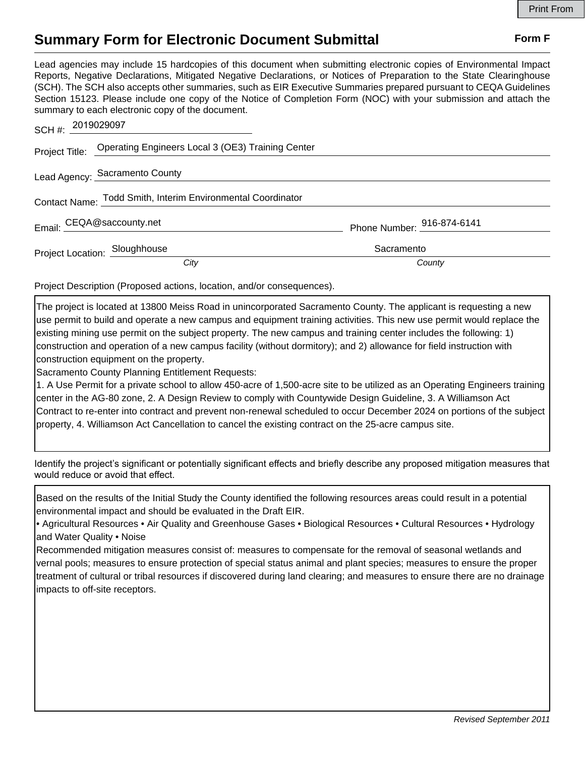Print From

# Summary Form for Electronic Document Submittal

**Form F**

Lead agencies may include 15 hardcopies of this document when submitting electronic copies of Environmental Impact Reports, Negative Declarations, Mitigated Negative Declarations, or Notices of Preparation to the State Clearinghouse (SCH). The SCH also accepts other summaries, such as EIR Executive Summaries prepared pursuant to CEQA Guidelines Section 15123. Please include one copy of the Notice of Completion Form (NOC) with your submission and attach the summary to each electronic copy of the document.

SCH #: 2019029097

Project Title: Operating Engineers Local 3 (OE3) Training Center

Lead Agency: Sacramento County

Contact Name: Todd Smith, Interim Environmental Coordinator

Email: CEQA@saccounty.net Phone Number: 916-874-6141

Project Location: Sloughhouse (*City*) Sacramento (*County*)

Project Description (Proposed actions, location, and/or consequences).

The project is located at 13800 Meiss Road in unincorporated Sacramento County. The applicant is requesting a new use permit to build and operate a new campus and equipment training activities. This new use permit would replace the existing mining use permit on the subject property. The new campus and training center includes the following: 1) construction and operation of a new campus facility (without dormitory); and 2) allowance for field instruction with construction equipment on the property.
Sacramento County Planning Entitlement Requests:
1. A Use Permit for a private school to allow 450-acre of 1,500-acre site to be utilized as an Operating Engineers training center in the AG-80 zone, 2. A Design Review to comply with Countywide Design Guideline, 3. A Williamson Act Contract to re-enter into contract and prevent non-renewal scheduled to occur December 2024 on portions of the subject property, 4. Williamson Act Cancellation to cancel the existing contract on the 25-acre campus site.

Identify the project's significant or potentially significant effects and briefly describe any proposed mitigation measures that would reduce or avoid that effect.

Based on the results of the Initial Study the County identified the following resources areas could result in a potential environmental impact and should be evaluated in the Draft EIR.
• Agricultural Resources • Air Quality and Greenhouse Gases • Biological Resources • Cultural Resources • Hydrology and Water Quality • Noise
Recommended mitigation measures consist of: measures to compensate for the removal of seasonal wetlands and vernal pools; measures to ensure protection of special status animal and plant species; measures to ensure the proper treatment of cultural or tribal resources if discovered during land clearing; and measures to ensure there are no drainage impacts to off-site receptors.

*Revised September 2011*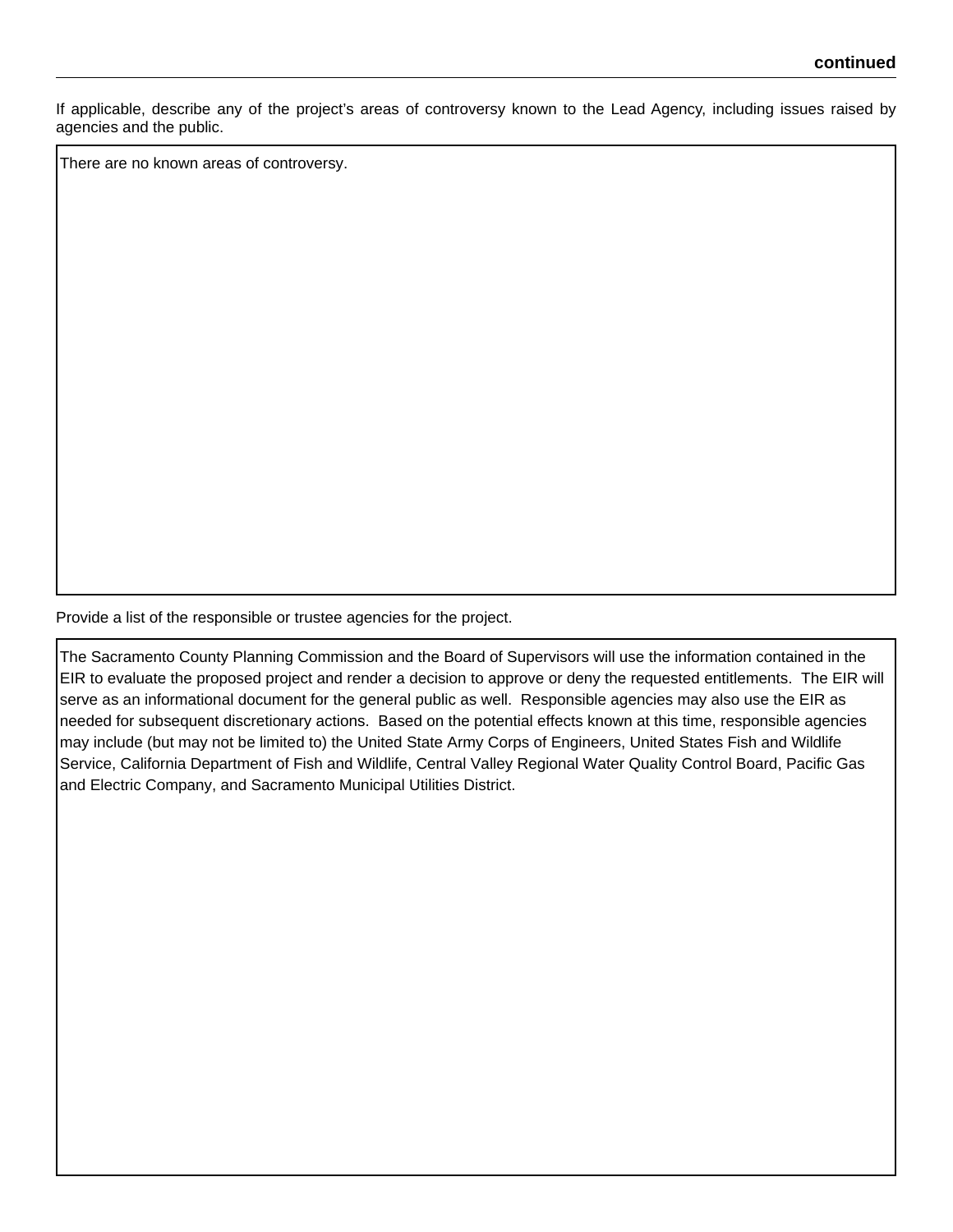**continued**

If applicable, describe any of the project's areas of controversy known to the Lead Agency, including issues raised by agencies and the public.

There are no known areas of controversy.

Provide a list of the responsible or trustee agencies for the project.

The Sacramento County Planning Commission and the Board of Supervisors will use the information contained in the EIR to evaluate the proposed project and render a decision to approve or deny the requested entitlements. The EIR will serve as an informational document for the general public as well. Responsible agencies may also use the EIR as needed for subsequent discretionary actions. Based on the potential effects known at this time, responsible agencies may include (but may not be limited to) the United State Army Corps of Engineers, United States Fish and Wildlife Service, California Department of Fish and Wildlife, Central Valley Regional Water Quality Control Board, Pacific Gas and Electric Company, and Sacramento Municipal Utilities District.